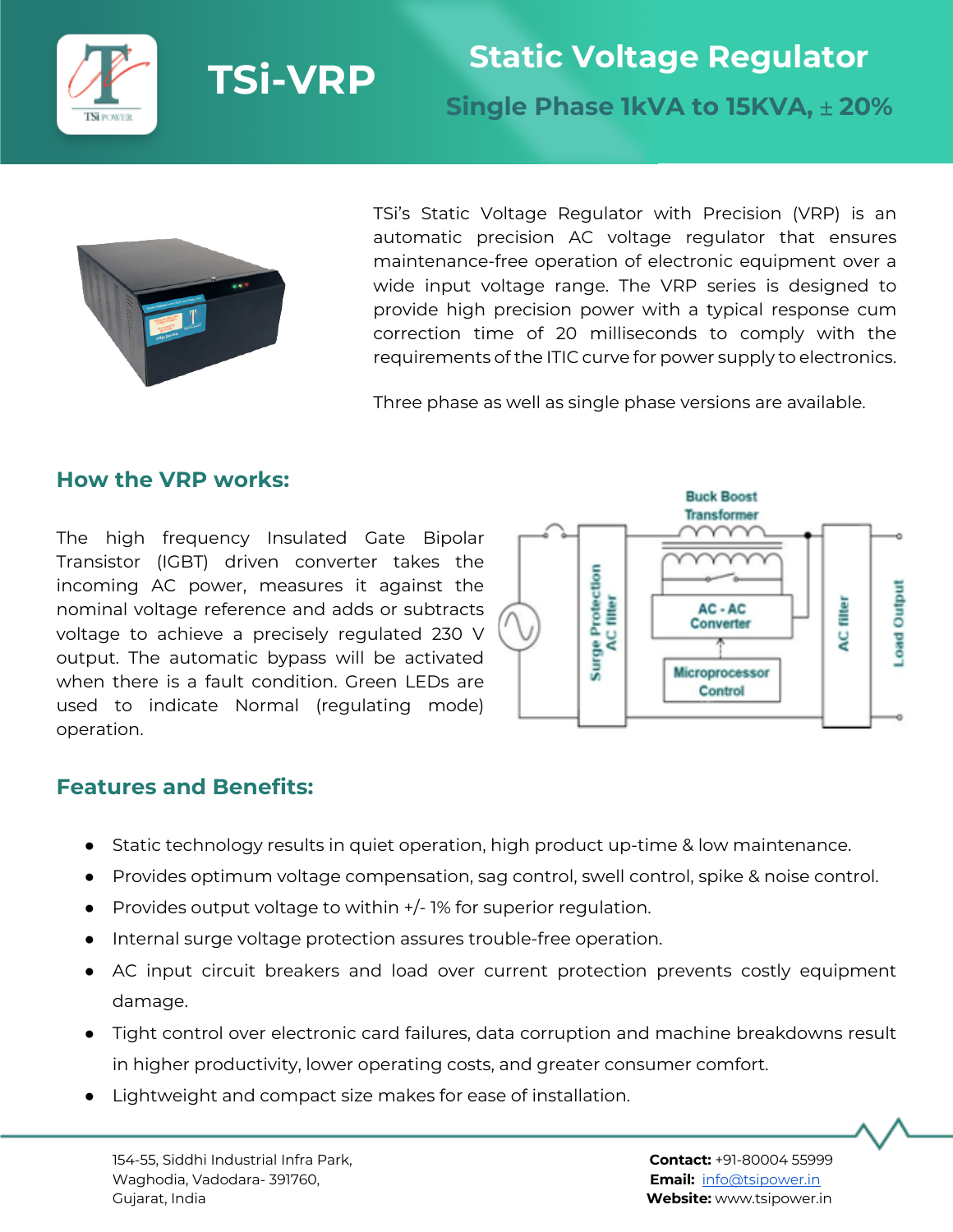# TSi-VRP

## Static Voltage Regulator

### Single Phase 1kVA to 15KVA, ± 20%

TSi's Static Voltage Regulator with Precision (VRP) is an automatic precision AC voltage regulator that ensures maintenance-free operation of electronic equipment over a wide input voltage range. The VRP series is designed to provide high precision power with a typical response cum correction time of 20 milliseconds to comply with the requirements of the ITIC curve for power supply to electronics.

Three phase as well as single phase versions are available.

## How the VRP works:

The high frequency Insulated Gate Bipolar Transistor (IGBT) driven converter takes the incoming AC power, measures it against the nominal voltage reference and adds or subtracts voltage to achieve a precisely regulated 230 V output. The automatic bypass will be activated when there is a fault condition. Green LEDs are used to indicate Normal (regulating mode) operation.

Buck Boost Transformer

Surge Protection AC filter

AC - AC Converter

Microprocessor Control

AC filter

Load Output

## Features and Benefits:

- Static technology results in quiet operation, high product up-time & low maintenance.
- Provides optimum voltage compensation, sag control, swell control, spike & noise control.
- Provides output voltage to within +/- 1% for superior regulation.
- Internal surge voltage protection assures trouble-free operation.
- AC input circuit breakers and load over current protection prevents costly equipment damage.
- Tight control over electronic card failures, data corruption and machine breakdowns result in higher productivity, lower operating costs, and greater consumer comfort.
- Lightweight and compact size makes for ease of installation.

154-55, Siddhi Industrial Infra Park,
Waghodia, Vadodara- 391760,
Gujarat, India

**Contact:** +91-80004 55999
**Email:** info@tsipower.in
**Website:** www.tsipower.in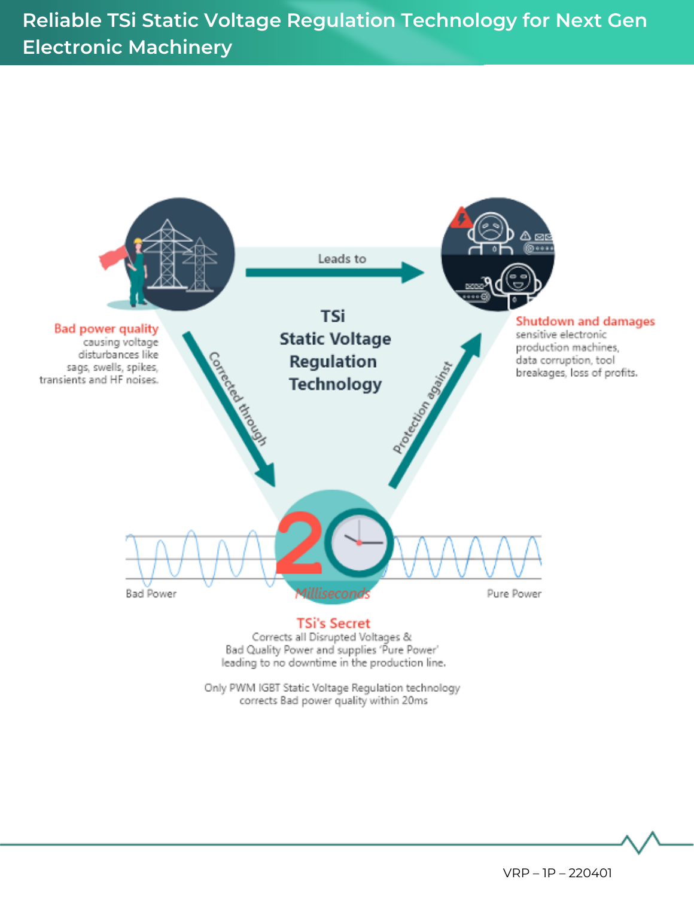# Reliable TSi Static Voltage Regulation Technology for Next Gen Electronic Machinery

Leads to

## TSi Static Voltage Regulation Technology

**Bad power quality** causing voltage disturbances like sags, swells, spikes, transients and HF noises.

Corrected through

Protection against

**Shutdown and damages** sensitive electronic production machines, data corruption, tool breakages, loss of profits.

20 Milliseconds

Bad Power

Pure Power

**TSi's Secret**

Corrects all Disrupted Voltages & Bad Quality Power and supplies 'Pure Power' leading to no downtime in the production line.

Only PWM IGBT Static Voltage Regulation technology corrects Bad power quality within 20ms

VRP – 1P – 220401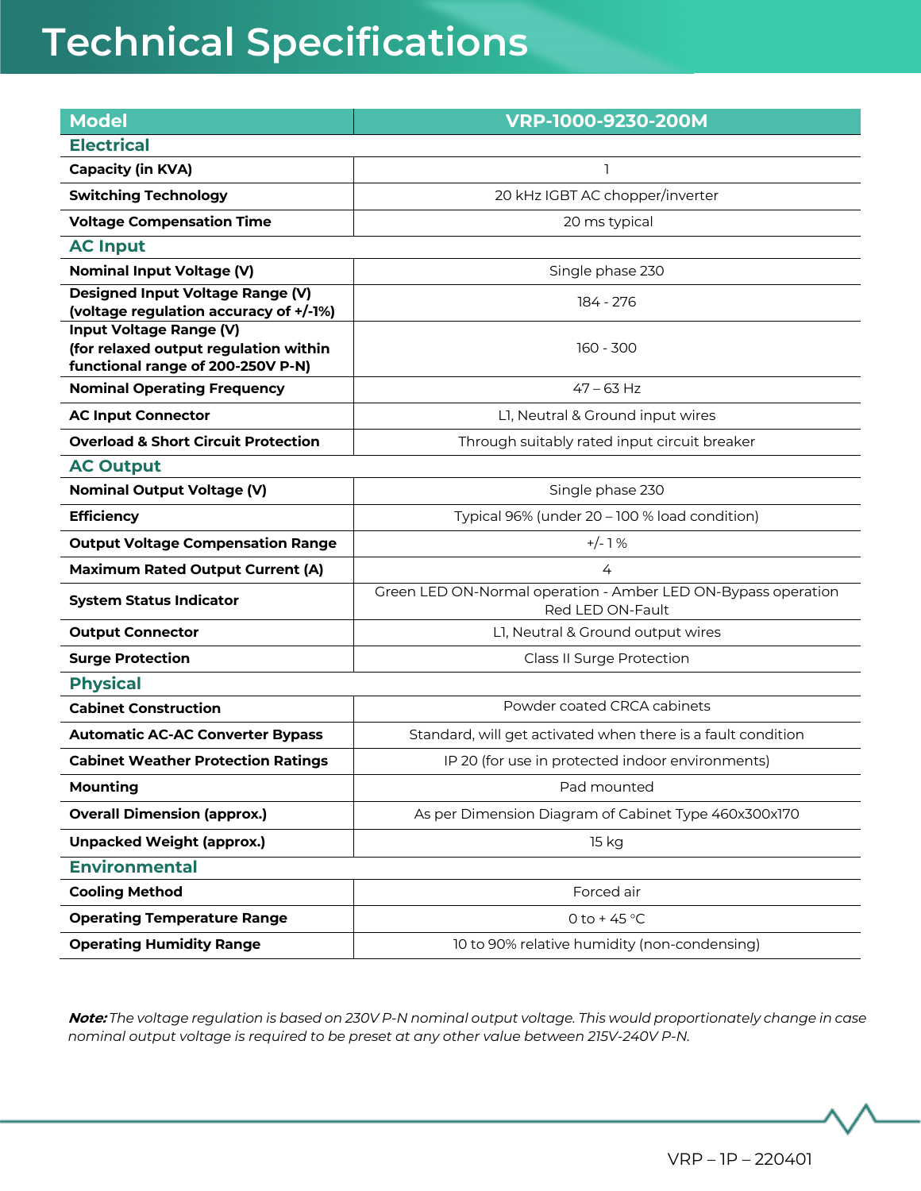# Technical Specifications

| Model | VRP-1000-9230-200M |
|---|---|
| **Electrical** | |
| **Capacity (in KVA)** | 1 |
| **Switching Technology** | 20 kHz IGBT AC chopper/inverter |
| **Voltage Compensation Time** | 20 ms typical |
| **AC Input** | |
| **Nominal Input Voltage (V)** | Single phase 230 |
| **Designed Input Voltage Range (V) (voltage regulation accuracy of +/-1%)** | 184 - 276 |
| **Input Voltage Range (V) (for relaxed output regulation within functional range of 200-250V P-N)** | 160 - 300 |
| **Nominal Operating Frequency** | 47 – 63 Hz |
| **AC Input Connector** | L1, Neutral & Ground input wires |
| **Overload & Short Circuit Protection** | Through suitably rated input circuit breaker |
| **AC Output** | |
| **Nominal Output Voltage (V)** | Single phase 230 |
| **Efficiency** | Typical 96% (under 20 – 100 % load condition) |
| **Output Voltage Compensation Range** | +/- 1 % |
| **Maximum Rated Output Current (A)** | 4 |
| **System Status Indicator** | Green LED ON-Normal operation - Amber LED ON-Bypass operation Red LED ON-Fault |
| **Output Connector** | L1, Neutral & Ground output wires |
| **Surge Protection** | Class II Surge Protection |
| **Physical** | |
| **Cabinet Construction** | Powder coated CRCA cabinets |
| **Automatic AC-AC Converter Bypass** | Standard, will get activated when there is a fault condition |
| **Cabinet Weather Protection Ratings** | IP 20 (for use in protected indoor environments) |
| **Mounting** | Pad mounted |
| **Overall Dimension (approx.)** | As per Dimension Diagram of Cabinet Type 460x300x170 |
| **Unpacked Weight (approx.)** | 15 kg |
| **Environmental** | |
| **Cooling Method** | Forced air |
| **Operating Temperature Range** | 0 to + 45 °C |
| **Operating Humidity Range** | 10 to 90% relative humidity (non-condensing) |

***Note:*** *The voltage regulation is based on 230V P-N nominal output voltage. This would proportionately change in case nominal output voltage is required to be preset at any other value between 215V-240V P-N.*

VRP – 1P – 220401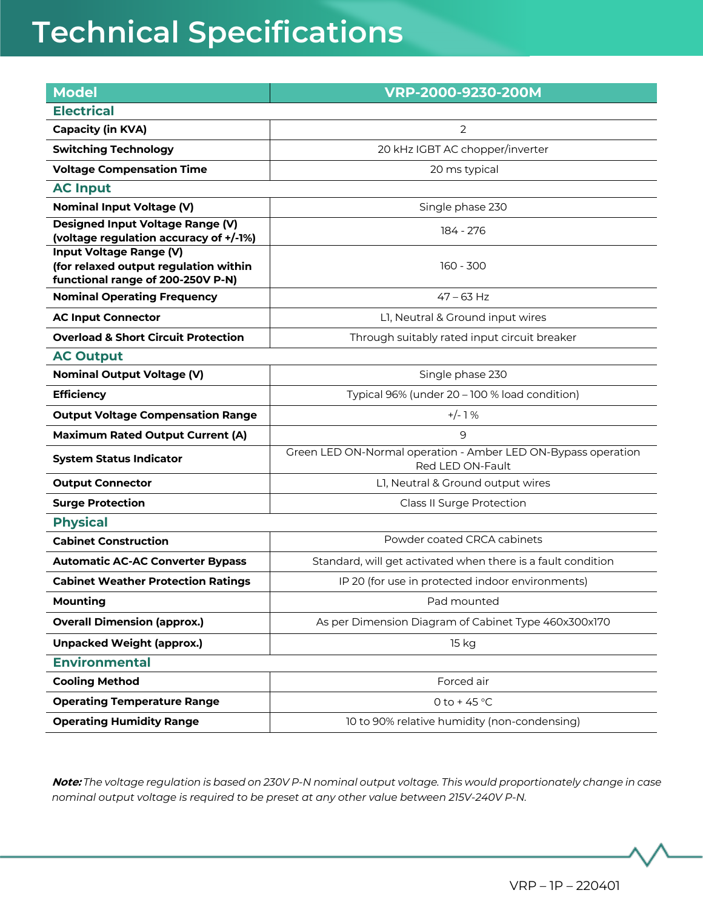# Technical Specifications

| Model | VRP-2000-9230-200M |
|---|---|
| **Electrical** | |
| **Capacity (in KVA)** | 2 |
| **Switching Technology** | 20 kHz IGBT AC chopper/inverter |
| **Voltage Compensation Time** | 20 ms typical |
| **AC Input** | |
| **Nominal Input Voltage (V)** | Single phase 230 |
| **Designed Input Voltage Range (V) (voltage regulation accuracy of +/-1%)** | 184 - 276 |
| **Input Voltage Range (V) (for relaxed output regulation within functional range of 200-250V P-N)** | 160 - 300 |
| **Nominal Operating Frequency** | 47 – 63 Hz |
| **AC Input Connector** | L1, Neutral & Ground input wires |
| **Overload & Short Circuit Protection** | Through suitably rated input circuit breaker |
| **AC Output** | |
| **Nominal Output Voltage (V)** | Single phase 230 |
| **Efficiency** | Typical 96% (under 20 – 100 % load condition) |
| **Output Voltage Compensation Range** | +/- 1 % |
| **Maximum Rated Output Current (A)** | 9 |
| **System Status Indicator** | Green LED ON-Normal operation - Amber LED ON-Bypass operation Red LED ON-Fault |
| **Output Connector** | L1, Neutral & Ground output wires |
| **Surge Protection** | Class II Surge Protection |
| **Physical** | |
| **Cabinet Construction** | Powder coated CRCA cabinets |
| **Automatic AC-AC Converter Bypass** | Standard, will get activated when there is a fault condition |
| **Cabinet Weather Protection Ratings** | IP 20 (for use in protected indoor environments) |
| **Mounting** | Pad mounted |
| **Overall Dimension (approx.)** | As per Dimension Diagram of Cabinet Type 460x300x170 |
| **Unpacked Weight (approx.)** | 15 kg |
| **Environmental** | |
| **Cooling Method** | Forced air |
| **Operating Temperature Range** | 0 to + 45 °C |
| **Operating Humidity Range** | 10 to 90% relative humidity (non-condensing) |

***Note:*** *The voltage regulation is based on 230V P-N nominal output voltage. This would proportionately change in case nominal output voltage is required to be preset at any other value between 215V-240V P-N.*

VRP – 1P – 220401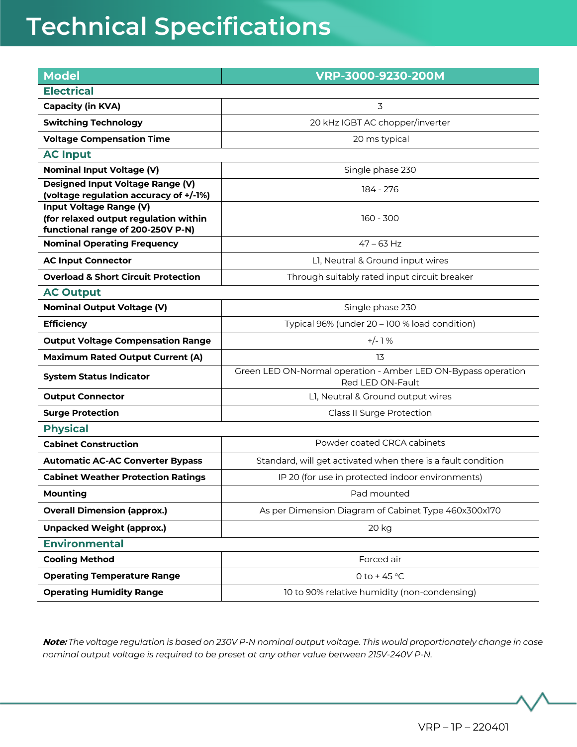# Technical Specifications

| Model | VRP-3000-9230-200M |
|---|---|
| **Electrical** | |
| **Capacity (in KVA)** | 3 |
| **Switching Technology** | 20 kHz IGBT AC chopper/inverter |
| **Voltage Compensation Time** | 20 ms typical |
| **AC Input** | |
| **Nominal Input Voltage (V)** | Single phase 230 |
| **Designed Input Voltage Range (V) (voltage regulation accuracy of +/-1%)** | 184 - 276 |
| **Input Voltage Range (V) (for relaxed output regulation within functional range of 200-250V P-N)** | 160 - 300 |
| **Nominal Operating Frequency** | 47 – 63 Hz |
| **AC Input Connector** | L1, Neutral & Ground input wires |
| **Overload & Short Circuit Protection** | Through suitably rated input circuit breaker |
| **AC Output** | |
| **Nominal Output Voltage (V)** | Single phase 230 |
| **Efficiency** | Typical 96% (under 20 – 100 % load condition) |
| **Output Voltage Compensation Range** | +/- 1 % |
| **Maximum Rated Output Current (A)** | 13 |
| **System Status Indicator** | Green LED ON-Normal operation - Amber LED ON-Bypass operation Red LED ON-Fault |
| **Output Connector** | L1, Neutral & Ground output wires |
| **Surge Protection** | Class II Surge Protection |
| **Physical** | |
| **Cabinet Construction** | Powder coated CRCA cabinets |
| **Automatic AC-AC Converter Bypass** | Standard, will get activated when there is a fault condition |
| **Cabinet Weather Protection Ratings** | IP 20 (for use in protected indoor environments) |
| **Mounting** | Pad mounted |
| **Overall Dimension (approx.)** | As per Dimension Diagram of Cabinet Type 460x300x170 |
| **Unpacked Weight (approx.)** | 20 kg |
| **Environmental** | |
| **Cooling Method** | Forced air |
| **Operating Temperature Range** | 0 to + 45 °C |
| **Operating Humidity Range** | 10 to 90% relative humidity (non-condensing) |

***Note:*** *The voltage regulation is based on 230V P-N nominal output voltage. This would proportionately change in case nominal output voltage is required to be preset at any other value between 215V-240V P-N.*

VRP – 1P – 220401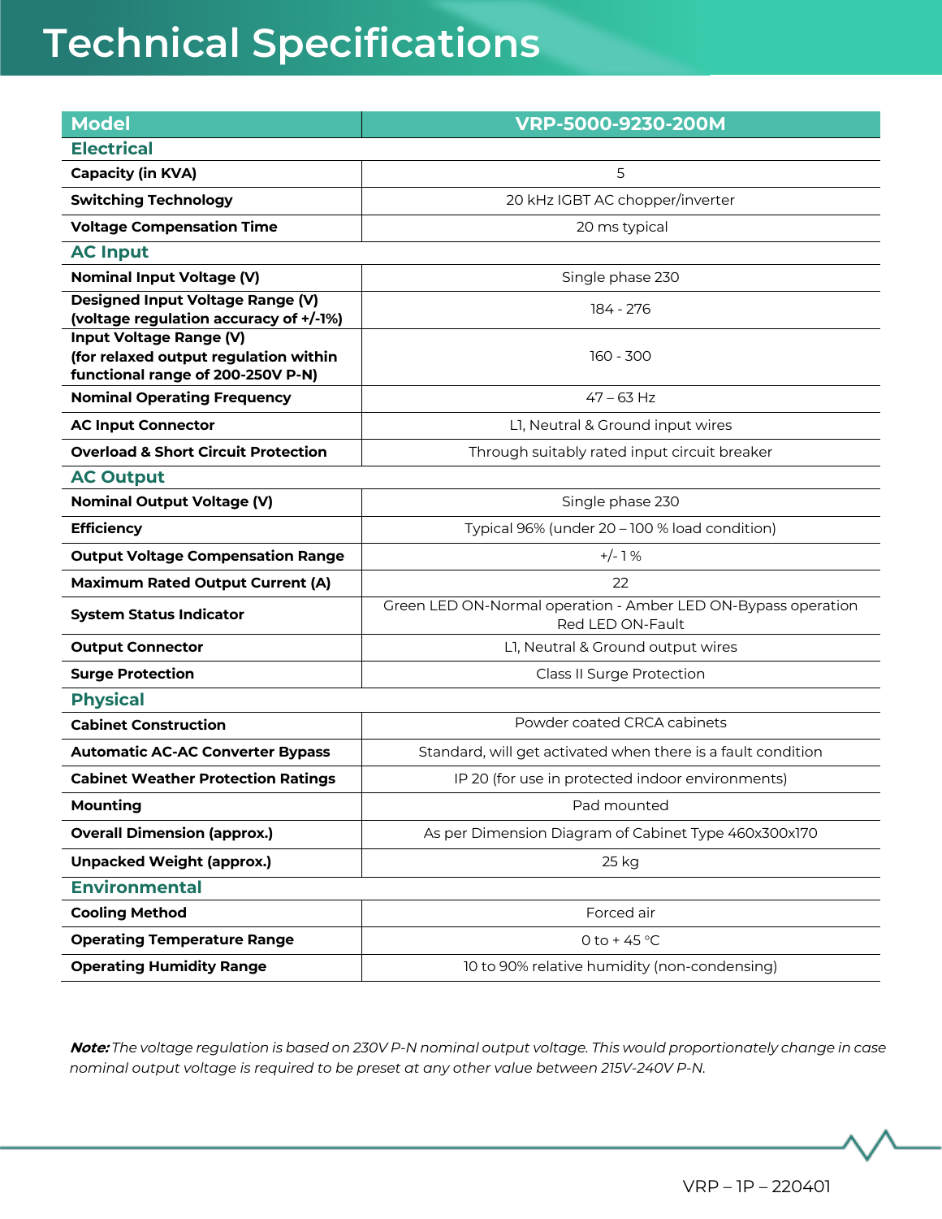# Technical Specifications

| Model | VRP-5000-9230-200M |
|---|---|
| **Electrical** | |
| **Capacity (in KVA)** | 5 |
| **Switching Technology** | 20 kHz IGBT AC chopper/inverter |
| **Voltage Compensation Time** | 20 ms typical |
| **AC Input** | |
| **Nominal Input Voltage (V)** | Single phase 230 |
| **Designed Input Voltage Range (V) (voltage regulation accuracy of +/-1%)** | 184 - 276 |
| **Input Voltage Range (V) (for relaxed output regulation within functional range of 200-250V P-N)** | 160 - 300 |
| **Nominal Operating Frequency** | 47 – 63 Hz |
| **AC Input Connector** | L1, Neutral & Ground input wires |
| **Overload & Short Circuit Protection** | Through suitably rated input circuit breaker |
| **AC Output** | |
| **Nominal Output Voltage (V)** | Single phase 230 |
| **Efficiency** | Typical 96% (under 20 – 100 % load condition) |
| **Output Voltage Compensation Range** | +/- 1 % |
| **Maximum Rated Output Current (A)** | 22 |
| **System Status Indicator** | Green LED ON-Normal operation - Amber LED ON-Bypass operation Red LED ON-Fault |
| **Output Connector** | L1, Neutral & Ground output wires |
| **Surge Protection** | Class II Surge Protection |
| **Physical** | |
| **Cabinet Construction** | Powder coated CRCA cabinets |
| **Automatic AC-AC Converter Bypass** | Standard, will get activated when there is a fault condition |
| **Cabinet Weather Protection Ratings** | IP 20 (for use in protected indoor environments) |
| **Mounting** | Pad mounted |
| **Overall Dimension (approx.)** | As per Dimension Diagram of Cabinet Type 460x300x170 |
| **Unpacked Weight (approx.)** | 25 kg |
| **Environmental** | |
| **Cooling Method** | Forced air |
| **Operating Temperature Range** | 0 to + 45 °C |
| **Operating Humidity Range** | 10 to 90% relative humidity (non-condensing) |

***Note:*** *The voltage regulation is based on 230V P-N nominal output voltage. This would proportionately change in case nominal output voltage is required to be preset at any other value between 215V-240V P-N.*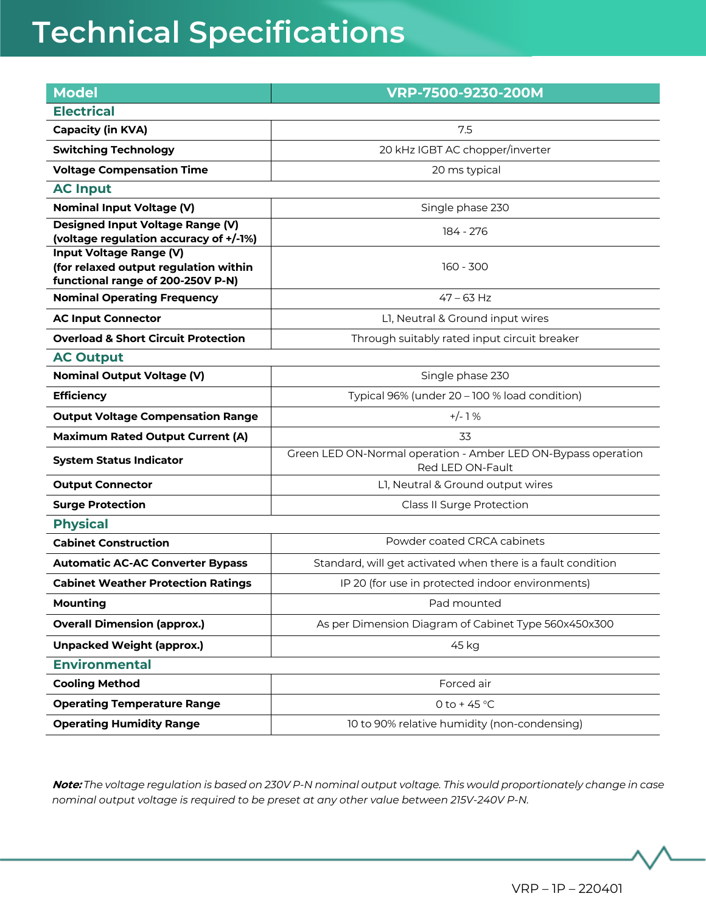# Technical Specifications

| Model | VRP-7500-9230-200M |
|---|---|
| **Electrical** | |
| **Capacity (in KVA)** | 7.5 |
| **Switching Technology** | 20 kHz IGBT AC chopper/inverter |
| **Voltage Compensation Time** | 20 ms typical |
| **AC Input** | |
| **Nominal Input Voltage (V)** | Single phase 230 |
| **Designed Input Voltage Range (V) (voltage regulation accuracy of +/-1%)** | 184 - 276 |
| **Input Voltage Range (V) (for relaxed output regulation within functional range of 200-250V P-N)** | 160 - 300 |
| **Nominal Operating Frequency** | 47 – 63 Hz |
| **AC Input Connector** | L1, Neutral & Ground input wires |
| **Overload & Short Circuit Protection** | Through suitably rated input circuit breaker |
| **AC Output** | |
| **Nominal Output Voltage (V)** | Single phase 230 |
| **Efficiency** | Typical 96% (under 20 – 100 % load condition) |
| **Output Voltage Compensation Range** | +/- 1 % |
| **Maximum Rated Output Current (A)** | 33 |
| **System Status Indicator** | Green LED ON-Normal operation - Amber LED ON-Bypass operation Red LED ON-Fault |
| **Output Connector** | L1, Neutral & Ground output wires |
| **Surge Protection** | Class II Surge Protection |
| **Physical** | |
| **Cabinet Construction** | Powder coated CRCA cabinets |
| **Automatic AC-AC Converter Bypass** | Standard, will get activated when there is a fault condition |
| **Cabinet Weather Protection Ratings** | IP 20 (for use in protected indoor environments) |
| **Mounting** | Pad mounted |
| **Overall Dimension (approx.)** | As per Dimension Diagram of Cabinet Type 560x450x300 |
| **Unpacked Weight (approx.)** | 45 kg |
| **Environmental** | |
| **Cooling Method** | Forced air |
| **Operating Temperature Range** | 0 to + 45 °C |
| **Operating Humidity Range** | 10 to 90% relative humidity (non-condensing) |

***Note:*** *The voltage regulation is based on 230V P-N nominal output voltage. This would proportionately change in case nominal output voltage is required to be preset at any other value between 215V-240V P-N.*

VRP – 1P – 220401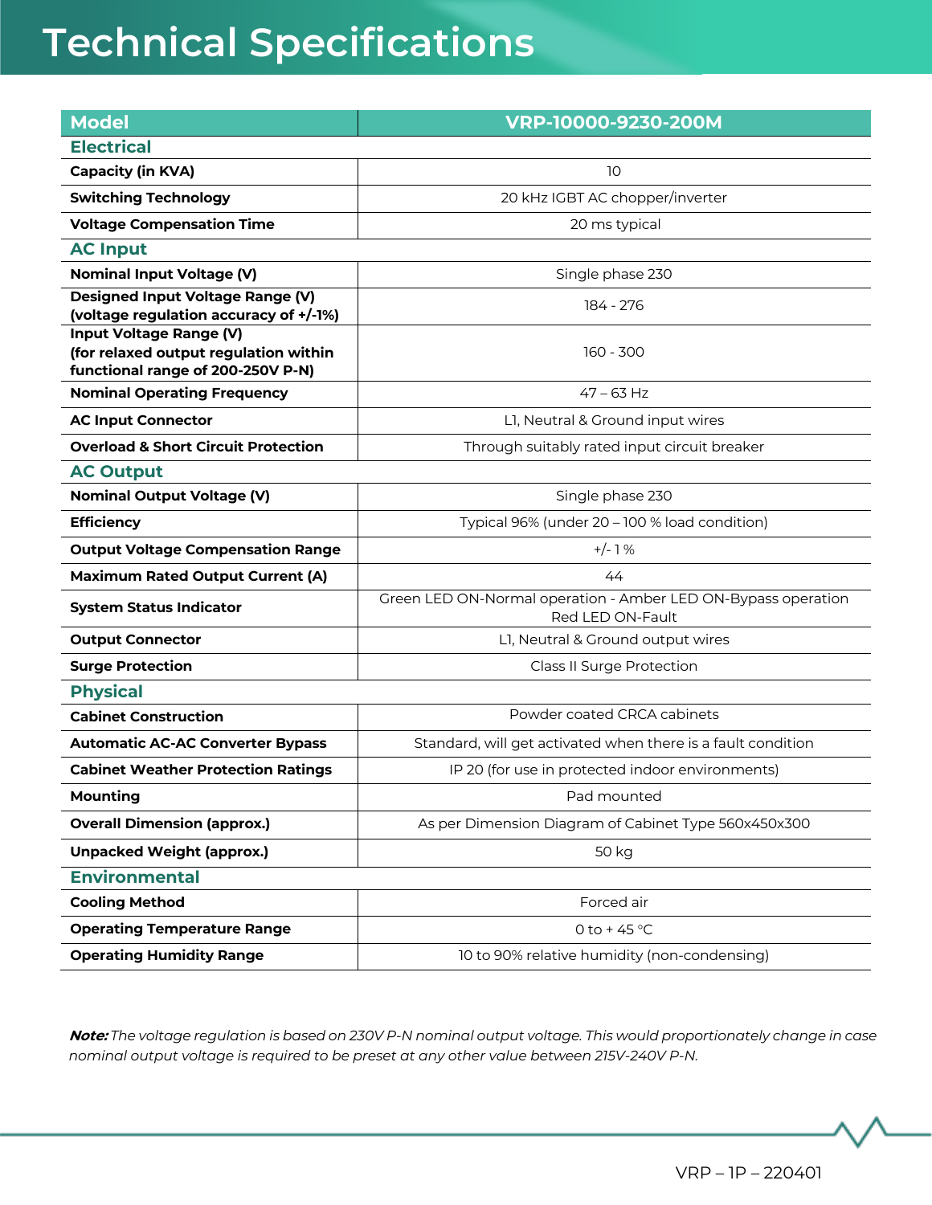# Technical Specifications

| Model | VRP-10000-9230-200M |
|---|---|
| **Electrical** | |
| **Capacity (in KVA)** | 10 |
| **Switching Technology** | 20 kHz IGBT AC chopper/inverter |
| **Voltage Compensation Time** | 20 ms typical |
| **AC Input** | |
| **Nominal Input Voltage (V)** | Single phase 230 |
| **Designed Input Voltage Range (V) (voltage regulation accuracy of +/-1%)** | 184 - 276 |
| **Input Voltage Range (V) (for relaxed output regulation within functional range of 200-250V P-N)** | 160 - 300 |
| **Nominal Operating Frequency** | 47 – 63 Hz |
| **AC Input Connector** | L1, Neutral & Ground input wires |
| **Overload & Short Circuit Protection** | Through suitably rated input circuit breaker |
| **AC Output** | |
| **Nominal Output Voltage (V)** | Single phase 230 |
| **Efficiency** | Typical 96% (under 20 – 100 % load condition) |
| **Output Voltage Compensation Range** | +/- 1 % |
| **Maximum Rated Output Current (A)** | 44 |
| **System Status Indicator** | Green LED ON-Normal operation - Amber LED ON-Bypass operation Red LED ON-Fault |
| **Output Connector** | L1, Neutral & Ground output wires |
| **Surge Protection** | Class II Surge Protection |
| **Physical** | |
| **Cabinet Construction** | Powder coated CRCA cabinets |
| **Automatic AC-AC Converter Bypass** | Standard, will get activated when there is a fault condition |
| **Cabinet Weather Protection Ratings** | IP 20 (for use in protected indoor environments) |
| **Mounting** | Pad mounted |
| **Overall Dimension (approx.)** | As per Dimension Diagram of Cabinet Type 560x450x300 |
| **Unpacked Weight (approx.)** | 50 kg |
| **Environmental** | |
| **Cooling Method** | Forced air |
| **Operating Temperature Range** | 0 to + 45 °C |
| **Operating Humidity Range** | 10 to 90% relative humidity (non-condensing) |

***Note:*** *The voltage regulation is based on 230V P-N nominal output voltage. This would proportionately change in case nominal output voltage is required to be preset at any other value between 215V-240V P-N.*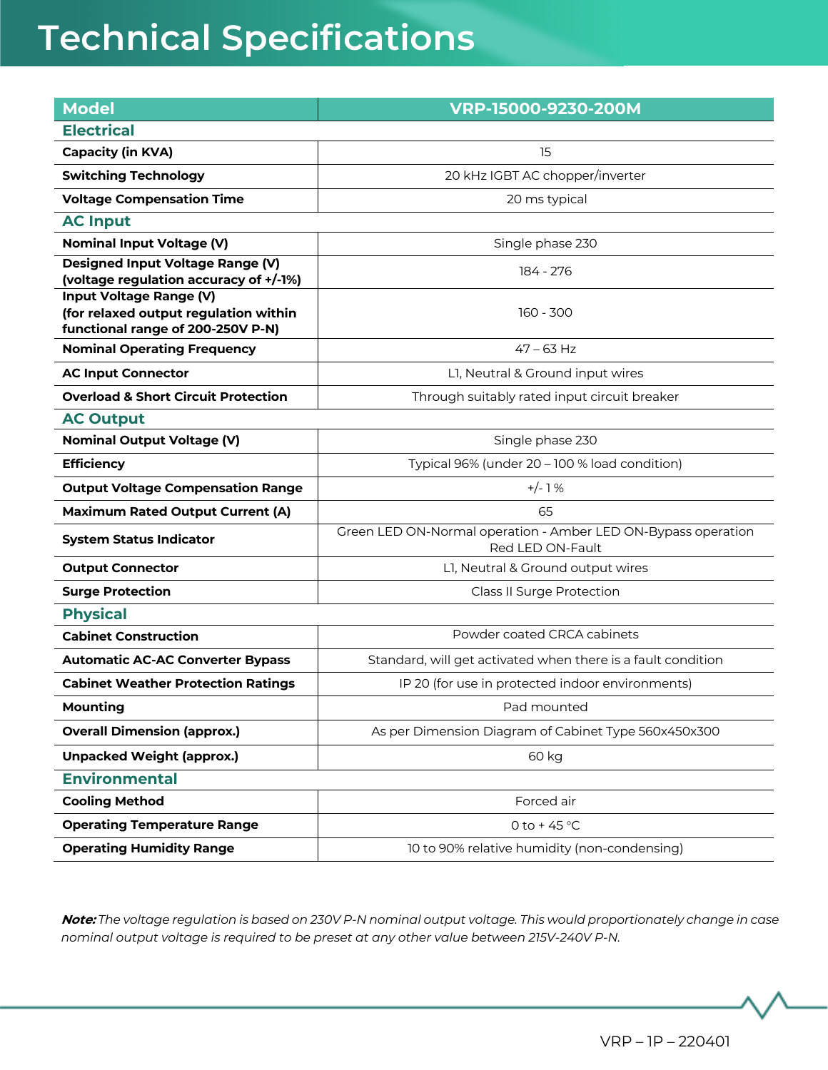# Technical Specifications

| Model | VRP-15000-9230-200M |
|---|---|
| **Electrical** | |
| **Capacity (in KVA)** | 15 |
| **Switching Technology** | 20 kHz IGBT AC chopper/inverter |
| **Voltage Compensation Time** | 20 ms typical |
| **AC Input** | |
| **Nominal Input Voltage (V)** | Single phase 230 |
| **Designed Input Voltage Range (V) (voltage regulation accuracy of +/-1%)** | 184 - 276 |
| **Input Voltage Range (V) (for relaxed output regulation within functional range of 200-250V P-N)** | 160 - 300 |
| **Nominal Operating Frequency** | 47 – 63 Hz |
| **AC Input Connector** | L1, Neutral & Ground input wires |
| **Overload & Short Circuit Protection** | Through suitably rated input circuit breaker |
| **AC Output** | |
| **Nominal Output Voltage (V)** | Single phase 230 |
| **Efficiency** | Typical 96% (under 20 – 100 % load condition) |
| **Output Voltage Compensation Range** | +/- 1 % |
| **Maximum Rated Output Current (A)** | 65 |
| **System Status Indicator** | Green LED ON-Normal operation - Amber LED ON-Bypass operation Red LED ON-Fault |
| **Output Connector** | L1, Neutral & Ground output wires |
| **Surge Protection** | Class II Surge Protection |
| **Physical** | |
| **Cabinet Construction** | Powder coated CRCA cabinets |
| **Automatic AC-AC Converter Bypass** | Standard, will get activated when there is a fault condition |
| **Cabinet Weather Protection Ratings** | IP 20 (for use in protected indoor environments) |
| **Mounting** | Pad mounted |
| **Overall Dimension (approx.)** | As per Dimension Diagram of Cabinet Type 560x450x300 |
| **Unpacked Weight (approx.)** | 60 kg |
| **Environmental** | |
| **Cooling Method** | Forced air |
| **Operating Temperature Range** | 0 to + 45 °C |
| **Operating Humidity Range** | 10 to 90% relative humidity (non-condensing) |

***Note:*** *The voltage regulation is based on 230V P-N nominal output voltage. This would proportionately change in case nominal output voltage is required to be preset at any other value between 215V-240V P-N.*

VRP – 1P – 220401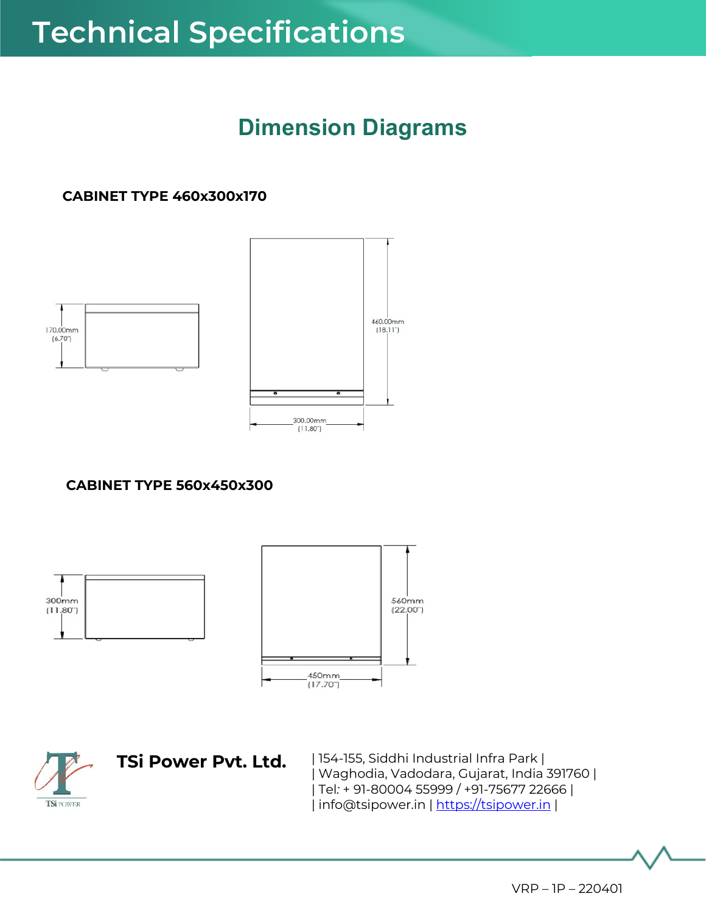# Technical Specifications

## Dimension Diagrams

**CABINET TYPE 460x300x170**

170.00mm
(6.70")

460.00mm
(18.11")

300.00mm
(11.80")

**CABINET TYPE 560x450x300**

300mm
(11.80")

560mm
(22.00")

450mm
(17.70")

**TSi Power Pvt. Ltd.**

| 154-155, Siddhi Industrial Infra Park |
| Waghodia, Vadodara, Gujarat, India 391760 |
| Tel: + 91-80004 55999 / +91-75677 22666 |
| info@tsipower.in | https://tsipower.in |

VRP – 1P – 220401